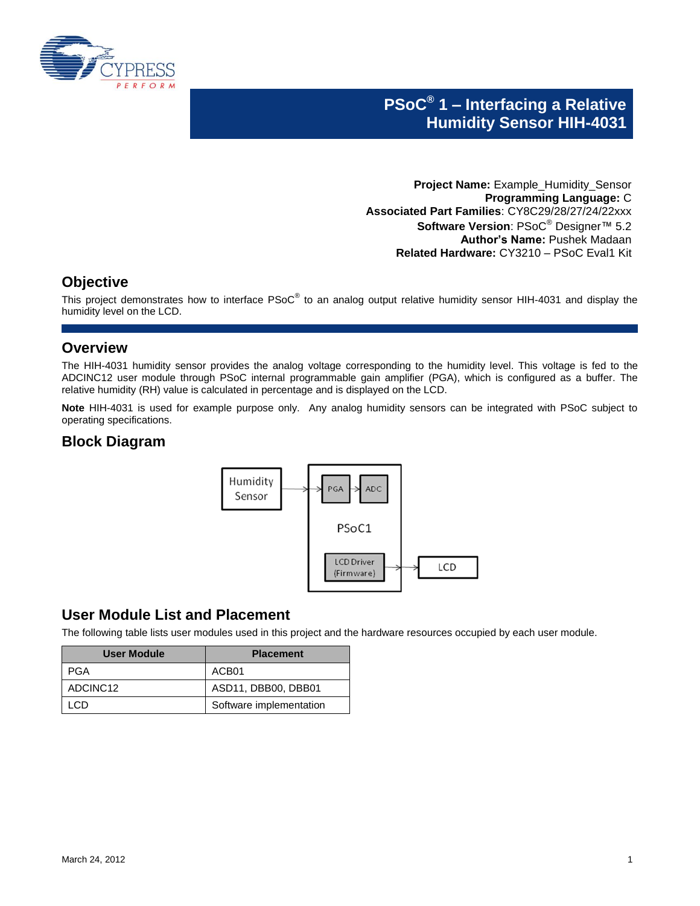# PSoC® 1 – Interfacing a Relative Humidity Sensor HIH-4031

**Project Name:** Example_Humidity_Sensor
**Programming Language:** C
**Associated Part Families**: CY8C29/28/27/24/22xxx
**Software Version**: PSoC® Designer™ 5.2
**Author's Name:** Pushek Madaan
**Related Hardware:** CY3210 – PSoC Eval1 Kit

## Objective

This project demonstrates how to interface PSoC® to an analog output relative humidity sensor HIH-4031 and display the humidity level on the LCD.

## Overview

The HIH-4031 humidity sensor provides the analog voltage corresponding to the humidity level. This voltage is fed to the ADCINC12 user module through PSoC internal programmable gain amplifier (PGA), which is configured as a buffer. The relative humidity (RH) value is calculated in percentage and is displayed on the LCD.

**Note** HIH-4031 is used for example purpose only. Any analog humidity sensors can be integrated with PSoC subject to operating specifications.

## Block Diagram

Humidity Sensor → PGA → ADC (PSoC1); LCD Driver (Firmware) → LCD

## User Module List and Placement

The following table lists user modules used in this project and the hardware resources occupied by each user module.

| User Module | Placement |
|---|---|
| PGA | ACB01 |
| ADCINC12 | ASD11, DBB00, DBB01 |
| LCD | Software implementation |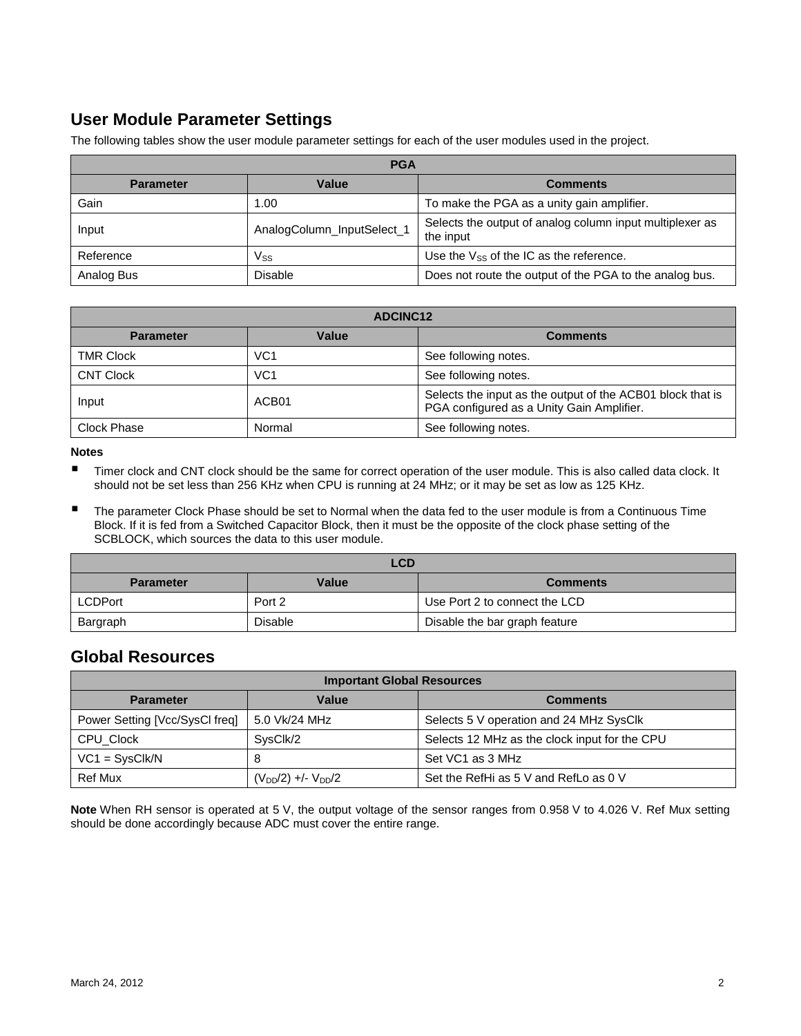## User Module Parameter Settings

The following tables show the user module parameter settings for each of the user modules used in the project.

| PGA | | |
|---|---|---|
| **Parameter** | **Value** | **Comments** |
| Gain | 1.00 | To make the PGA as a unity gain amplifier. |
| Input | AnalogColumn_InputSelect_1 | Selects the output of analog column input multiplexer as the input |
| Reference | $V_{SS}$ | Use the $V_{SS}$ of the IC as the reference. |
| Analog Bus | Disable | Does not route the output of the PGA to the analog bus. |

| ADCINC12 | | |
|---|---|---|
| **Parameter** | **Value** | **Comments** |
| TMR Clock | VC1 | See following notes. |
| CNT Clock | VC1 | See following notes. |
| Input | ACB01 | Selects the input as the output of the ACB01 block that is PGA configured as a Unity Gain Amplifier. |
| Clock Phase | Normal | See following notes. |

**Notes**

- Timer clock and CNT clock should be the same for correct operation of the user module. This is also called data clock. It should not be set less than 256 KHz when CPU is running at 24 MHz; or it may be set as low as 125 KHz.
- The parameter Clock Phase should be set to Normal when the data fed to the user module is from a Continuous Time Block. If it is fed from a Switched Capacitor Block, then it must be the opposite of the clock phase setting of the SCBLOCK, which sources the data to this user module.

| LCD | | |
|---|---|---|
| **Parameter** | **Value** | **Comments** |
| LCDPort | Port 2 | Use Port 2 to connect the LCD |
| Bargraph | Disable | Disable the bar graph feature |

## Global Resources

| Important Global Resources | | |
|---|---|---|
| **Parameter** | **Value** | **Comments** |
| Power Setting [Vcc/SysCl freq] | 5.0 Vk/24 MHz | Selects 5 V operation and 24 MHz SysClk |
| CPU_Clock | SysClk/2 | Selects 12 MHz as the clock input for the CPU |
| VC1 = SysClk/N | 8 | Set VC1 as 3 MHz |
| Ref Mux | $(V_{DD}/2)$ +/- $V_{DD}/2$ | Set the RefHi as 5 V and RefLo as 0 V |

**Note** When RH sensor is operated at 5 V, the output voltage of the sensor ranges from 0.958 V to 4.026 V. Ref Mux setting should be done accordingly because ADC must cover the entire range.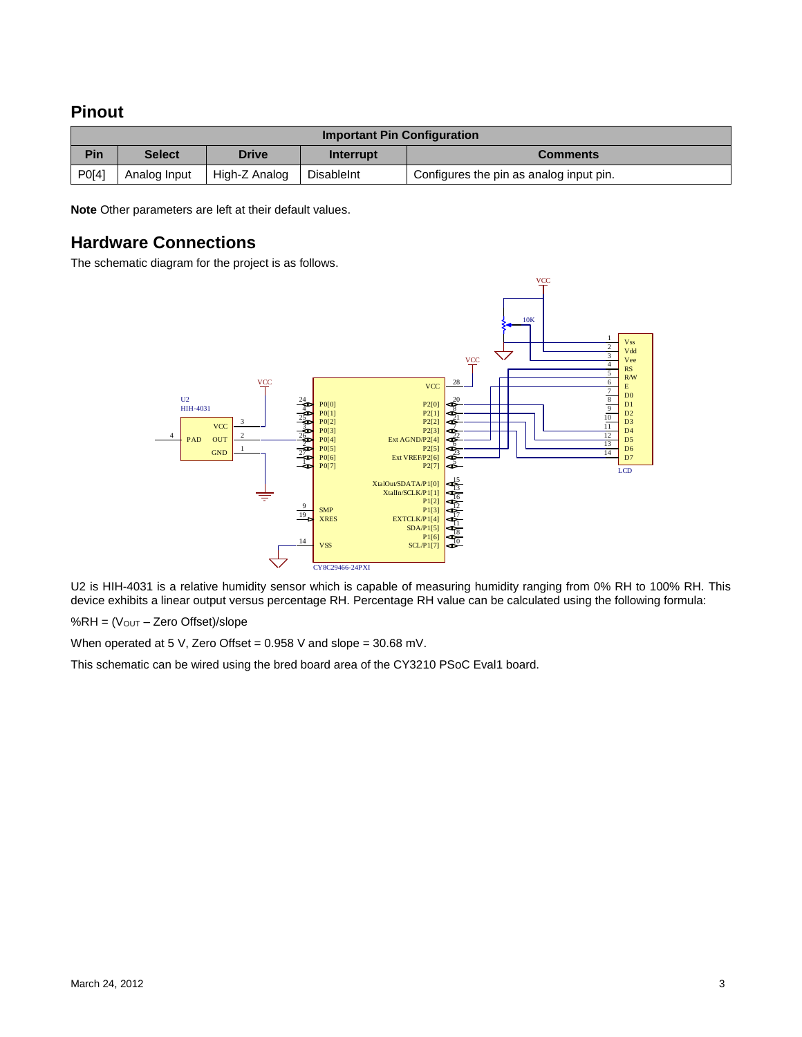## Pinout

| Important Pin Configuration | | | | |
|---|---|---|---|---|
| **Pin** | **Select** | **Drive** | **Interrupt** | **Comments** |
| P0[4] | Analog Input | High-Z Analog | DisableInt | Configures the pin as analog input pin. |

**Note** Other parameters are left at their default values.

## Hardware Connections

The schematic diagram for the project is as follows.

U2 is HIH-4031 is a relative humidity sensor which is capable of measuring humidity ranging from 0% RH to 100% RH. This device exhibits a linear output versus percentage RH. Percentage RH value can be calculated using the following formula:

$\%RH = (V_{OUT} - \text{Zero Offset})/\text{slope}$

When operated at 5 V, Zero Offset = 0.958 V and slope = 30.68 mV.

This schematic can be wired using the bred board area of the CY3210 PSoC Eval1 board.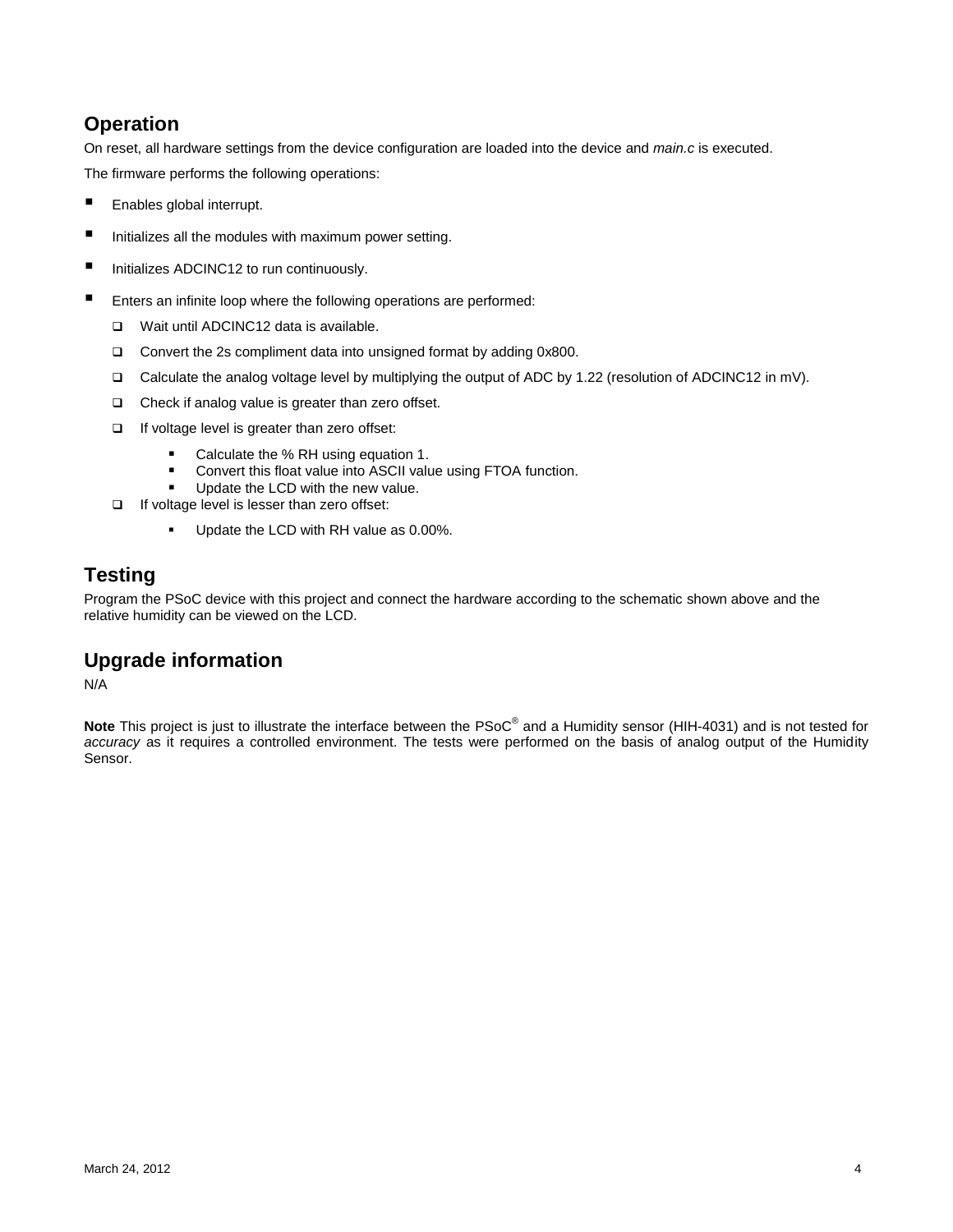## Operation

On reset, all hardware settings from the device configuration are loaded into the device and *main.c* is executed.

The firmware performs the following operations:

- Enables global interrupt.
- Initializes all the modules with maximum power setting.
- Initializes ADCINC12 to run continuously.
- Enters an infinite loop where the following operations are performed:
  - Wait until ADCINC12 data is available.
  - Convert the 2s compliment data into unsigned format by adding 0x800.
  - Calculate the analog voltage level by multiplying the output of ADC by 1.22 (resolution of ADCINC12 in mV).
  - Check if analog value is greater than zero offset.
  - If voltage level is greater than zero offset:
    - Calculate the % RH using equation 1.
    - Convert this float value into ASCII value using FTOA function.
    - Update the LCD with the new value.
  - If voltage level is lesser than zero offset:
    - Update the LCD with RH value as 0.00%.

## Testing

Program the PSoC device with this project and connect the hardware according to the schematic shown above and the relative humidity can be viewed on the LCD.

## Upgrade information

N/A

**Note** This project is just to illustrate the interface between the PSoC® and a Humidity sensor (HIH-4031) and is not tested for *accuracy* as it requires a controlled environment. The tests were performed on the basis of analog output of the Humidity Sensor.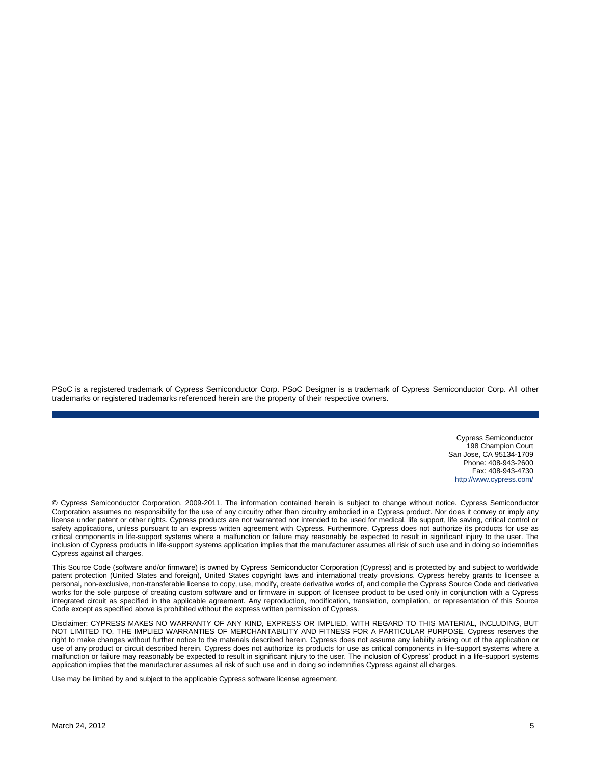PSoC is a registered trademark of Cypress Semiconductor Corp. PSoC Designer is a trademark of Cypress Semiconductor Corp. All other trademarks or registered trademarks referenced herein are the property of their respective owners.

Cypress Semiconductor
198 Champion Court
San Jose, CA 95134-1709
Phone: 408-943-2600
Fax: 408-943-4730
http://www.cypress.com/

© Cypress Semiconductor Corporation, 2009-2011. The information contained herein is subject to change without notice. Cypress Semiconductor Corporation assumes no responsibility for the use of any circuitry other than circuitry embodied in a Cypress product. Nor does it convey or imply any license under patent or other rights. Cypress products are not warranted nor intended to be used for medical, life support, life saving, critical control or safety applications, unless pursuant to an express written agreement with Cypress. Furthermore, Cypress does not authorize its products for use as critical components in life-support systems where a malfunction or failure may reasonably be expected to result in significant injury to the user. The inclusion of Cypress products in life-support systems application implies that the manufacturer assumes all risk of such use and in doing so indemnifies Cypress against all charges.

This Source Code (software and/or firmware) is owned by Cypress Semiconductor Corporation (Cypress) and is protected by and subject to worldwide patent protection (United States and foreign), United States copyright laws and international treaty provisions. Cypress hereby grants to licensee a personal, non-exclusive, non-transferable license to copy, use, modify, create derivative works of, and compile the Cypress Source Code and derivative works for the sole purpose of creating custom software and or firmware in support of licensee product to be used only in conjunction with a Cypress integrated circuit as specified in the applicable agreement. Any reproduction, modification, translation, compilation, or representation of this Source Code except as specified above is prohibited without the express written permission of Cypress.

Disclaimer: CYPRESS MAKES NO WARRANTY OF ANY KIND, EXPRESS OR IMPLIED, WITH REGARD TO THIS MATERIAL, INCLUDING, BUT NOT LIMITED TO, THE IMPLIED WARRANTIES OF MERCHANTABILITY AND FITNESS FOR A PARTICULAR PURPOSE. Cypress reserves the right to make changes without further notice to the materials described herein. Cypress does not assume any liability arising out of the application or use of any product or circuit described herein. Cypress does not authorize its products for use as critical components in life-support systems where a malfunction or failure may reasonably be expected to result in significant injury to the user. The inclusion of Cypress' product in a life-support systems application implies that the manufacturer assumes all risk of such use and in doing so indemnifies Cypress against all charges.

Use may be limited by and subject to the applicable Cypress software license agreement.